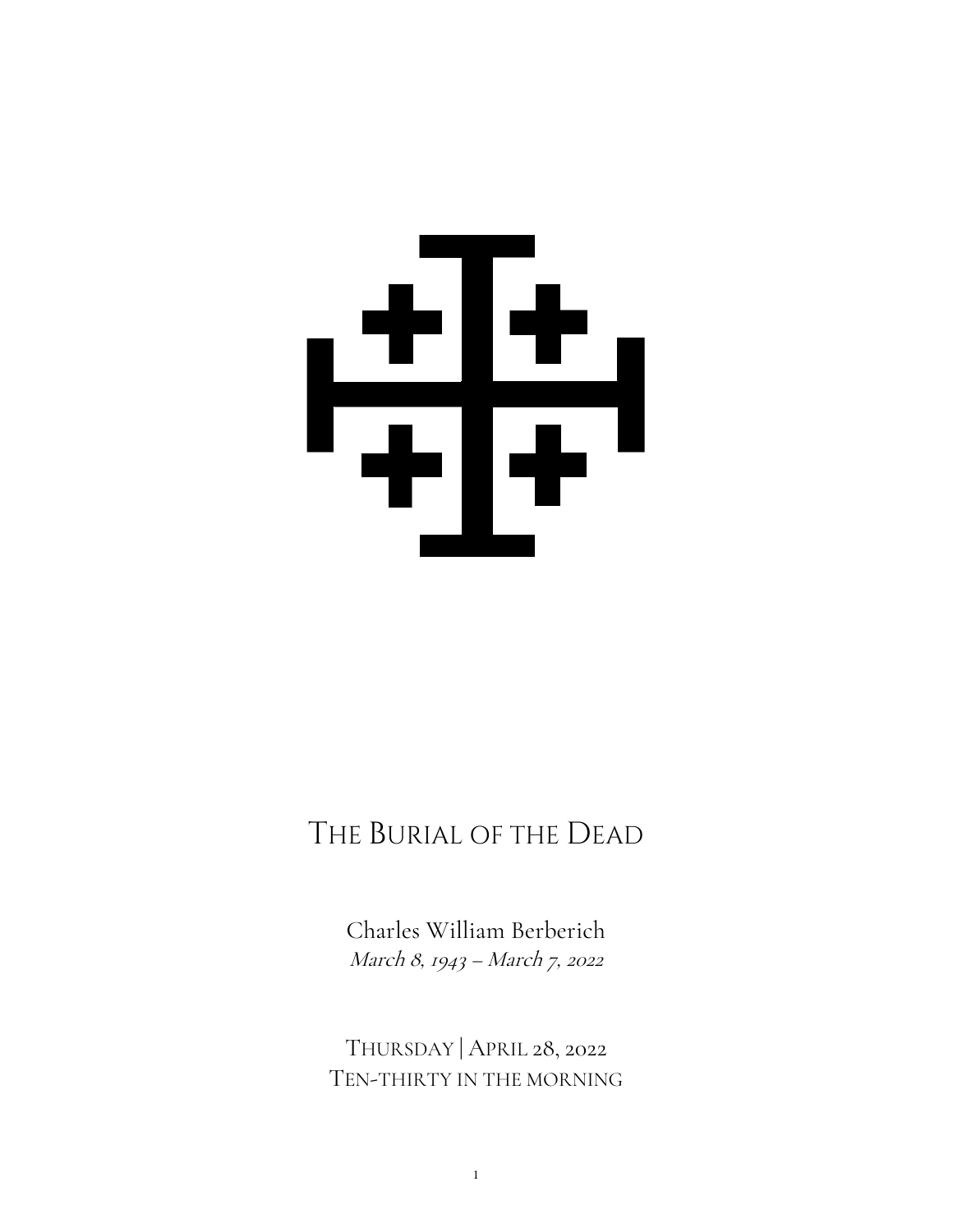# The Burial of the Dead

Charles William Berberich
*March 8, 1943 – March 7, 2022*

Thursday | April 28, 2022
Ten-thirty in the morning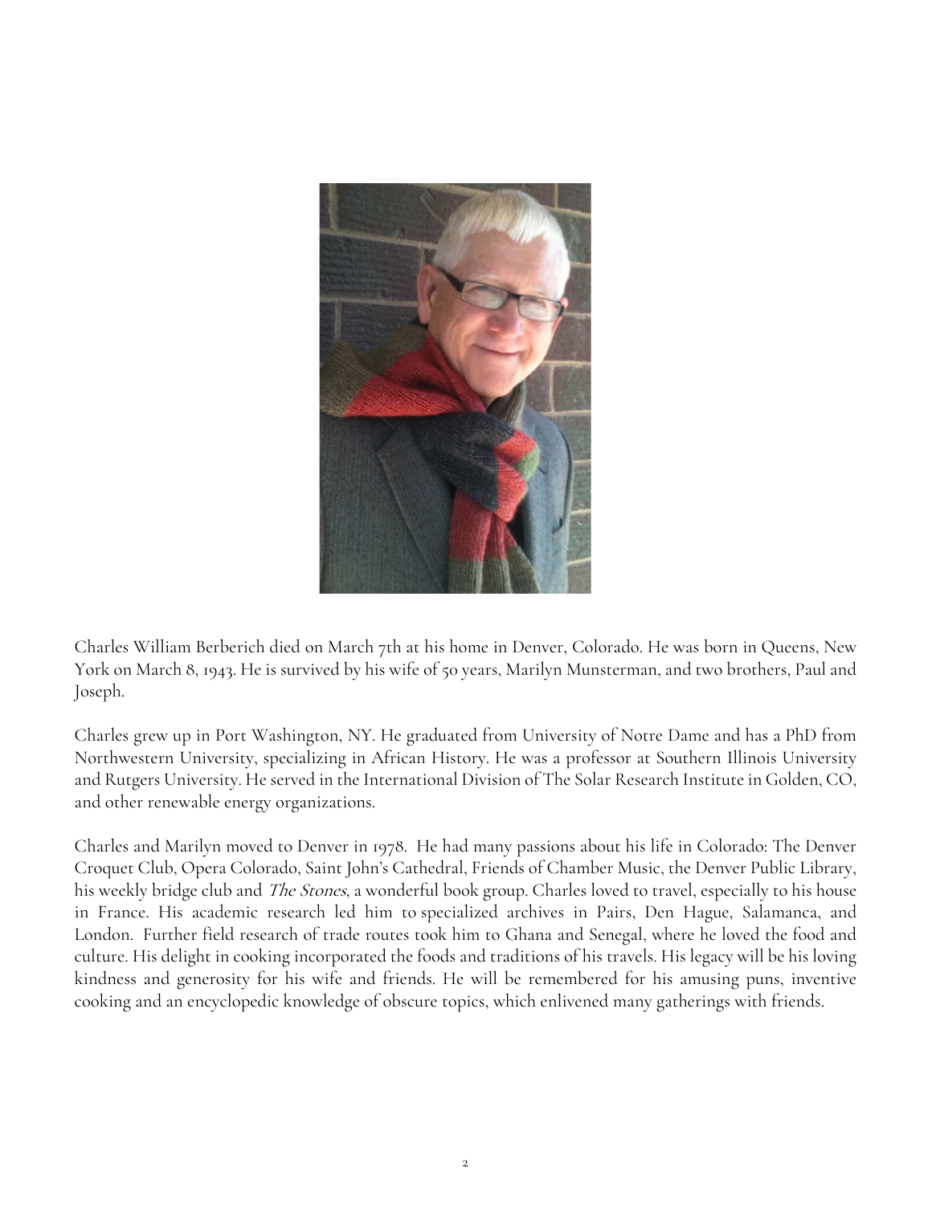Charles William Berberich died on March 7th at his home in Denver, Colorado. He was born in Queens, New York on March 8, 1943. He is survived by his wife of 50 years, Marilyn Munsterman, and two brothers, Paul and Joseph.

Charles grew up in Port Washington, NY. He graduated from University of Notre Dame and has a PhD from Northwestern University, specializing in African History. He was a professor at Southern Illinois University and Rutgers University. He served in the International Division of The Solar Research Institute in Golden, CO, and other renewable energy organizations.

Charles and Marilyn moved to Denver in 1978. He had many passions about his life in Colorado: The Denver Croquet Club, Opera Colorado, Saint John's Cathedral, Friends of Chamber Music, the Denver Public Library, his weekly bridge club and *The Stones*, a wonderful book group. Charles loved to travel, especially to his house in France. His academic research led him to specialized archives in Pairs, Den Hague, Salamanca, and London. Further field research of trade routes took him to Ghana and Senegal, where he loved the food and culture. His delight in cooking incorporated the foods and traditions of his travels. His legacy will be his loving kindness and generosity for his wife and friends. He will be remembered for his amusing puns, inventive cooking and an encyclopedic knowledge of obscure topics, which enlivened many gatherings with friends.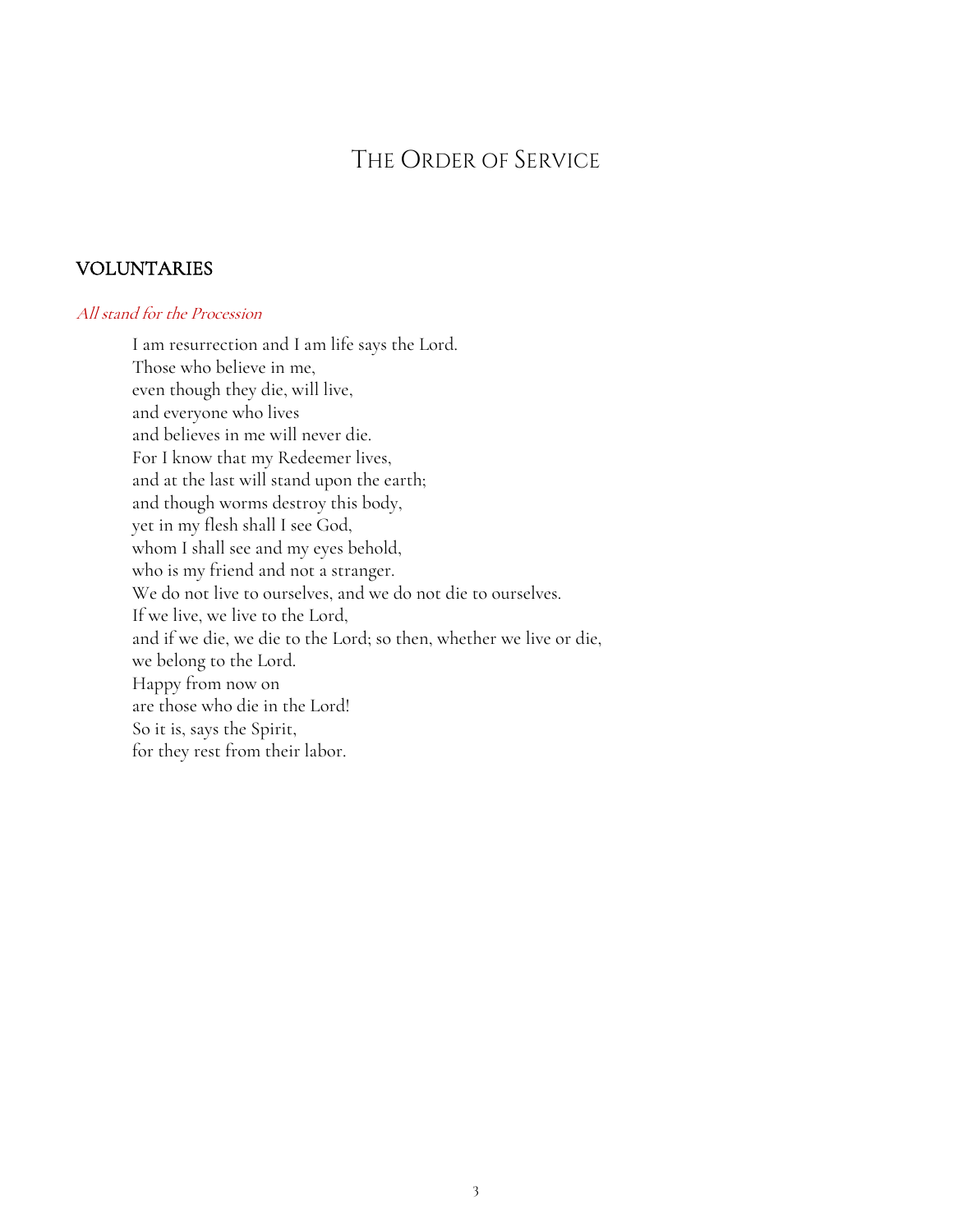# The Order of Service

## VOLUNTARIES

*All stand for the Procession*

I am resurrection and I am life says the Lord.  
Those who believe in me,  
even though they die, will live,  
and everyone who lives  
and believes in me will never die.  
For I know that my Redeemer lives,  
and at the last will stand upon the earth;  
and though worms destroy this body,  
yet in my flesh shall I see God,  
whom I shall see and my eyes behold,  
who is my friend and not a stranger.  
We do not live to ourselves, and we do not die to ourselves.  
If we live, we live to the Lord,  
and if we die, we die to the Lord; so then, whether we live or die,  
we belong to the Lord.  
Happy from now on  
are those who die in the Lord!  
So it is, says the Spirit,  
for they rest from their labor.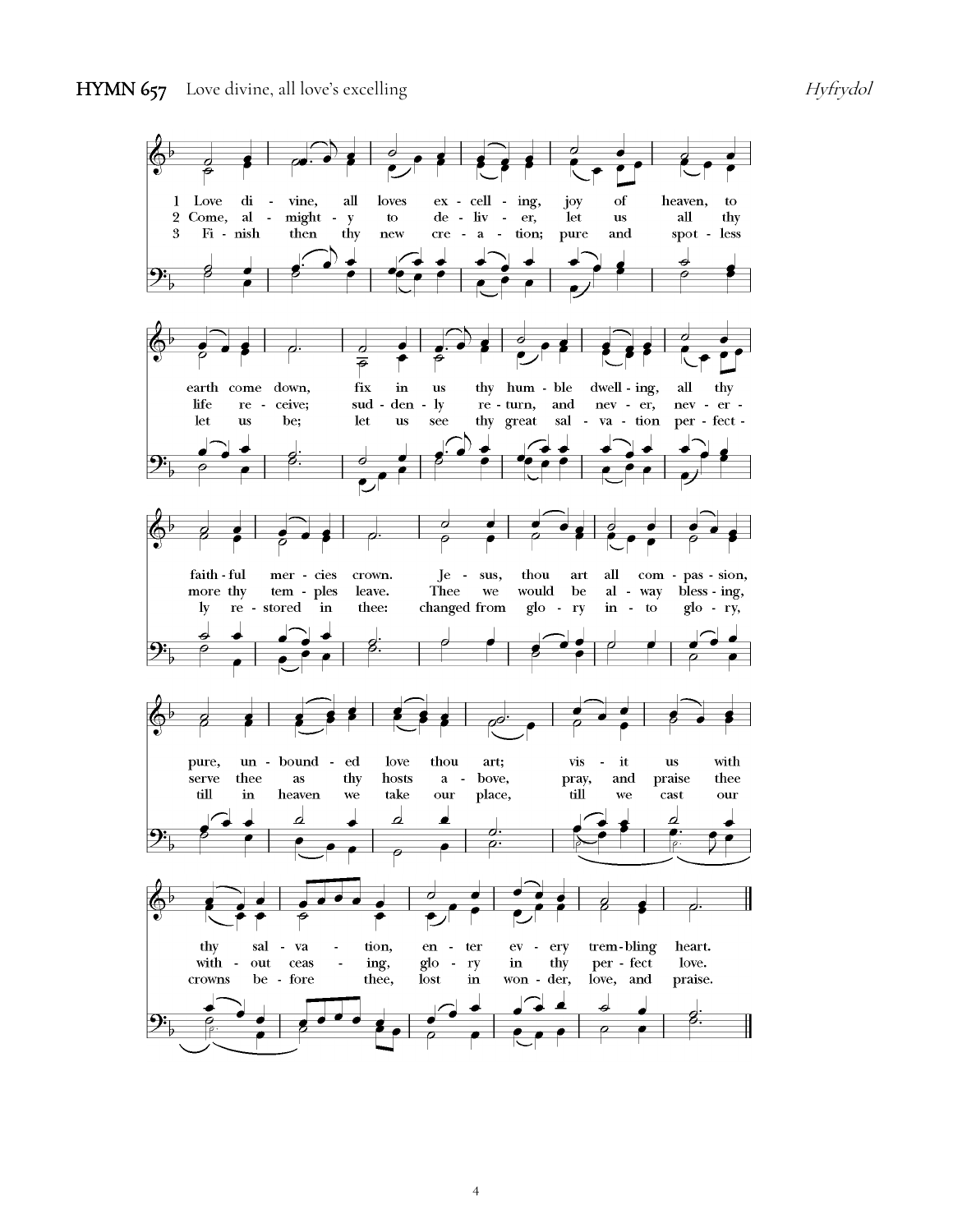**HYMN 657** Love divine, all love's excelling *Hyfrydol*

1 Love divine, all loves excelling, joy of heaven, to earth come down, fix in us thy humble dwelling, all thy faithful mercies crown. Jesus, thou art all compassion, pure, unbounded love thou art; visit us with thy salvation, enter every trembling heart.

2 Come, almighty to deliver, let us all thy life receive; suddenly return, and never, never more thy temples leave. Thee we would be always blessing, serve thee as thy hosts above, pray, and praise thee without ceasing, glory in thy perfect love.

3 Finish then thy new creation; pure and spotless let us be; let us see thy great salvation perfectly restored in thee: changed from glory into glory, till in heaven we take our place, till we cast our crowns before thee, lost in wonder, love, and praise.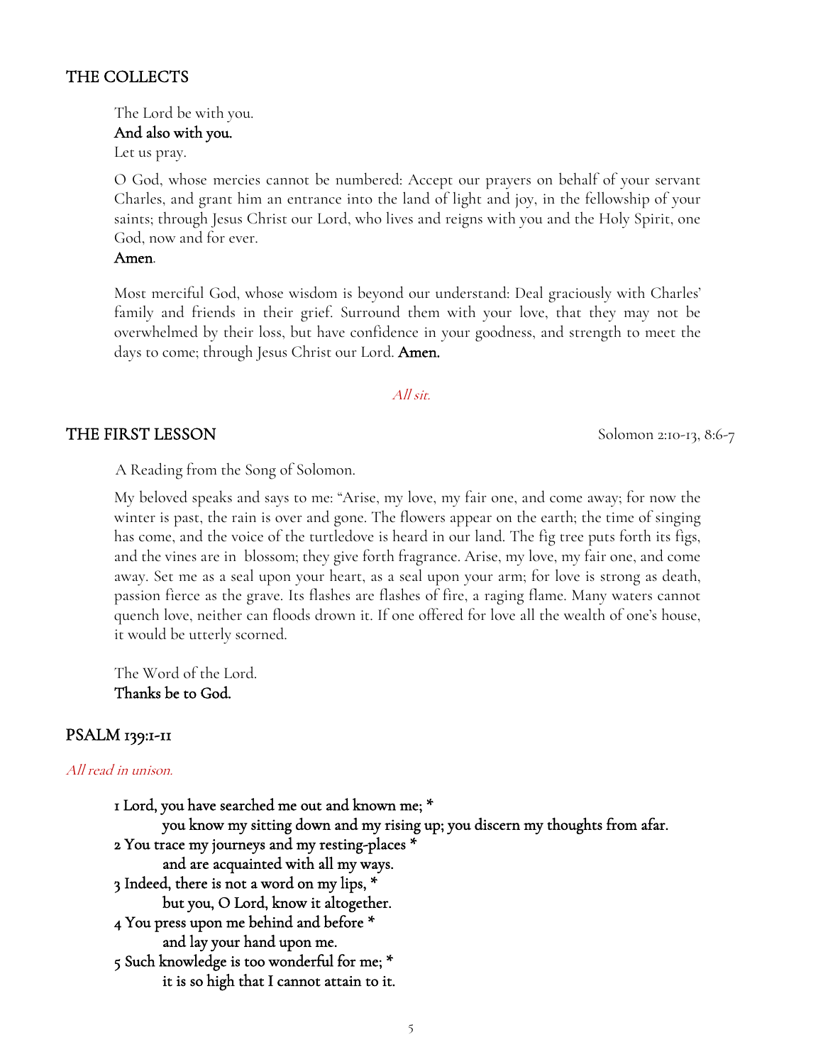## THE COLLECTS

The Lord be with you.
**And also with you.**
Let us pray.

O God, whose mercies cannot be numbered: Accept our prayers on behalf of your servant Charles, and grant him an entrance into the land of light and joy, in the fellowship of your saints; through Jesus Christ our Lord, who lives and reigns with you and the Holy Spirit, one God, now and for ever.
**Amen**.

Most merciful God, whose wisdom is beyond our understand: Deal graciously with Charles' family and friends in their grief. Surround them with your love, that they may not be overwhelmed by their loss, but have confidence in your goodness, and strength to meet the days to come; through Jesus Christ our Lord. **Amen.**

*All sit.*

## THE FIRST LESSON

Solomon 2:10-13, 8:6-7

A Reading from the Song of Solomon.

My beloved speaks and says to me: "Arise, my love, my fair one, and come away; for now the winter is past, the rain is over and gone. The flowers appear on the earth; the time of singing has come, and the voice of the turtledove is heard in our land. The fig tree puts forth its figs, and the vines are in blossom; they give forth fragrance. Arise, my love, my fair one, and come away. Set me as a seal upon your heart, as a seal upon your arm; for love is strong as death, passion fierce as the grave. Its flashes are flashes of fire, a raging flame. Many waters cannot quench love, neither can floods drown it. If one offered for love all the wealth of one's house, it would be utterly scorned.

The Word of the Lord.
**Thanks be to God.**

## PSALM 139:1-11

*All read in unison.*

**1 Lord, you have searched me out and known me; \***
**you know my sitting down and my rising up; you discern my thoughts from afar.**
**2 You trace my journeys and my resting-places \***
**and are acquainted with all my ways.**
**3 Indeed, there is not a word on my lips, \***
**but you, O Lord, know it altogether.**
**4 You press upon me behind and before \***
**and lay your hand upon me.**
**5 Such knowledge is too wonderful for me; \***
**it is so high that I cannot attain to it.**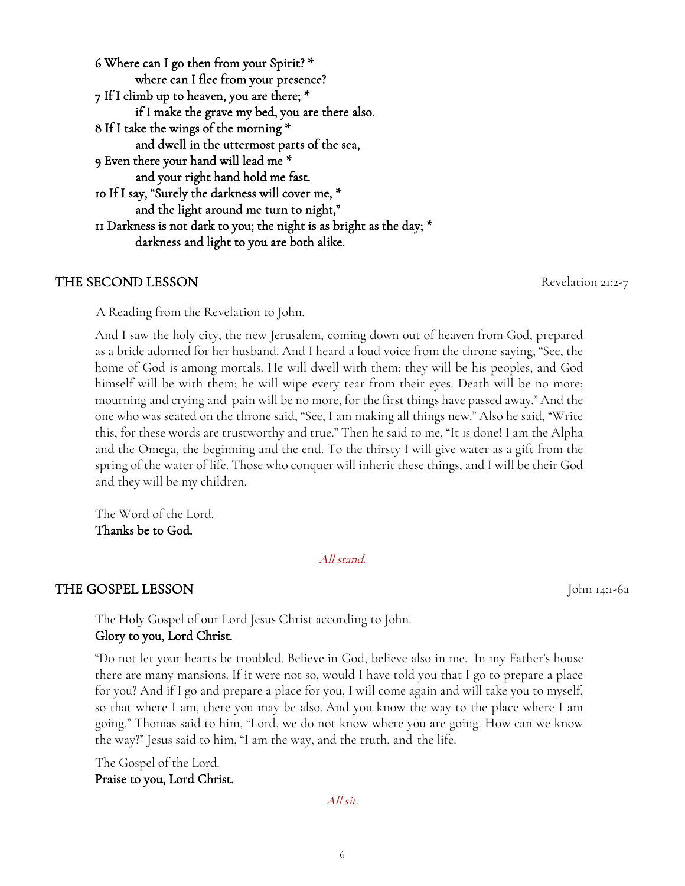**6 Where can I go then from your Spirit? \***
**where can I flee from your presence?**
**7 If I climb up to heaven, you are there; \***
**if I make the grave my bed, you are there also.**
**8 If I take the wings of the morning \***
**and dwell in the uttermost parts of the sea,**
**9 Even there your hand will lead me \***
**and your right hand hold me fast.**
**10 If I say, "Surely the darkness will cover me, \***
**and the light around me turn to night,"**
**11 Darkness is not dark to you; the night is as bright as the day; \***
**darkness and light to you are both alike.**

## THE SECOND LESSON

Revelation 21:2-7

A Reading from the Revelation to John.

And I saw the holy city, the new Jerusalem, coming down out of heaven from God, prepared as a bride adorned for her husband. And I heard a loud voice from the throne saying, "See, the home of God is among mortals. He will dwell with them; they will be his peoples, and God himself will be with them; he will wipe every tear from their eyes. Death will be no more; mourning and crying and pain will be no more, for the first things have passed away." And the one who was seated on the throne said, "See, I am making all things new." Also he said, "Write this, for these words are trustworthy and true." Then he said to me, "It is done! I am the Alpha and the Omega, the beginning and the end. To the thirsty I will give water as a gift from the spring of the water of life. Those who conquer will inherit these things, and I will be their God and they will be my children.

The Word of the Lord.
**Thanks be to God.**

*All stand.*

## THE GOSPEL LESSON

John 14:1-6a

The Holy Gospel of our Lord Jesus Christ according to John.
**Glory to you, Lord Christ.**

"Do not let your hearts be troubled. Believe in God, believe also in me. In my Father's house there are many mansions. If it were not so, would I have told you that I go to prepare a place for you? And if I go and prepare a place for you, I will come again and will take you to myself, so that where I am, there you may be also. And you know the way to the place where I am going." Thomas said to him, "Lord, we do not know where you are going. How can we know the way?" Jesus said to him, "I am the way, and the truth, and the life.

The Gospel of the Lord.
**Praise to you, Lord Christ.**

*All sit.*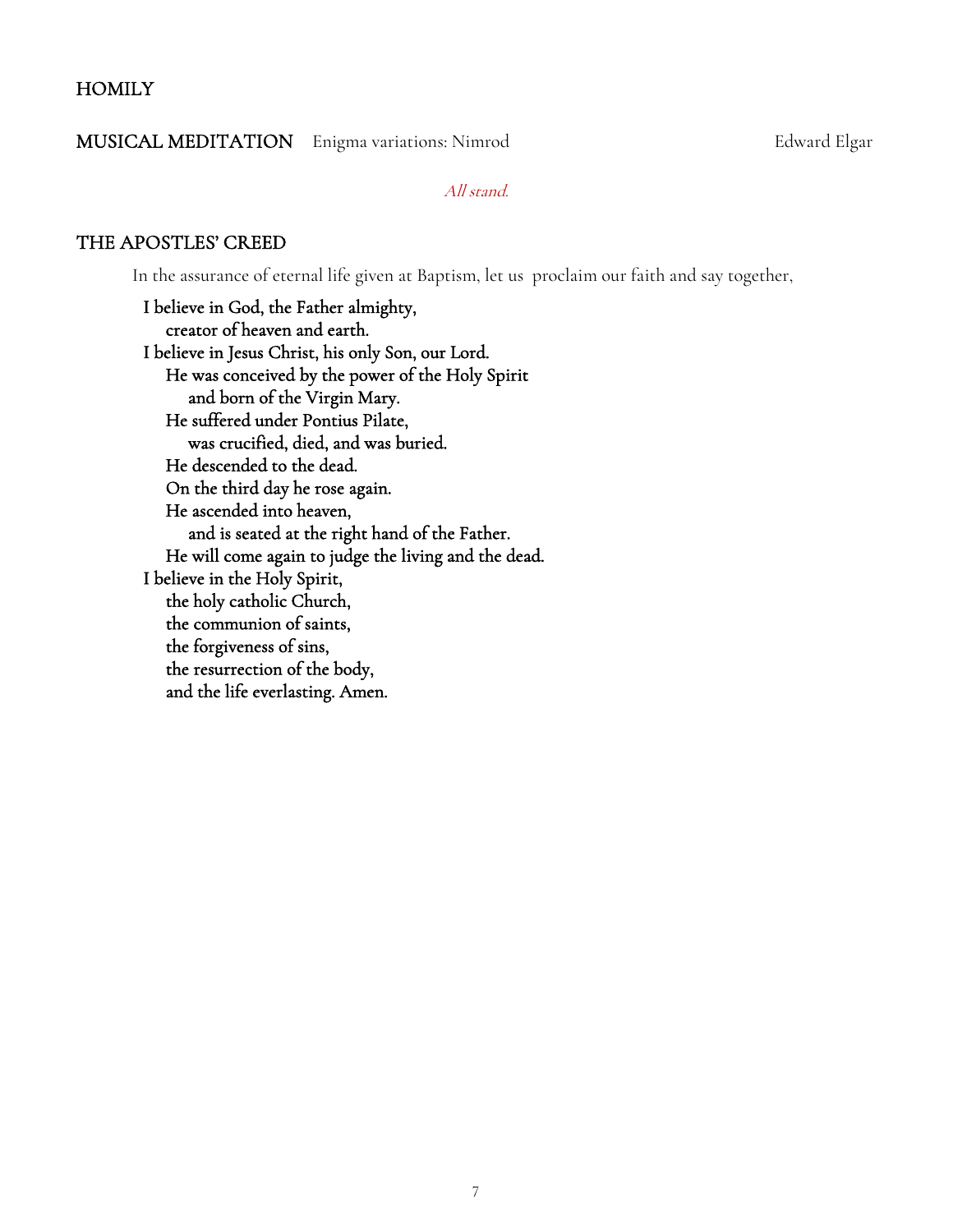## HOMILY

## MUSICAL MEDITATION Enigma variations: Nimrod Edward Elgar

*All stand.*

## THE APOSTLES' CREED

In the assurance of eternal life given at Baptism, let us proclaim our faith and say together,

**I believe in God, the Father almighty,**
**creator of heaven and earth.**
**I believe in Jesus Christ, his only Son, our Lord.**
**He was conceived by the power of the Holy Spirit**
**and born of the Virgin Mary.**
**He suffered under Pontius Pilate,**
**was crucified, died, and was buried.**
**He descended to the dead.**
**On the third day he rose again.**
**He ascended into heaven,**
**and is seated at the right hand of the Father.**
**He will come again to judge the living and the dead.**
**I believe in the Holy Spirit,**
**the holy catholic Church,**
**the communion of saints,**
**the forgiveness of sins,**
**the resurrection of the body,**
**and the life everlasting. Amen.**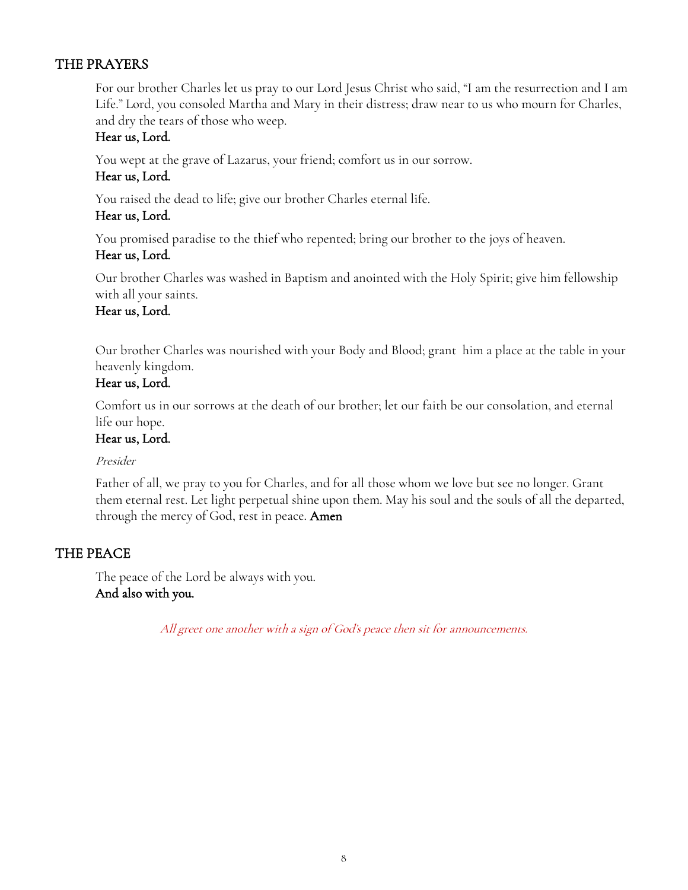## THE PRAYERS

For our brother Charles let us pray to our Lord Jesus Christ who said, "I am the resurrection and I am Life." Lord, you consoled Martha and Mary in their distress; draw near to us who mourn for Charles, and dry the tears of those who weep.

**Hear us, Lord.**

You wept at the grave of Lazarus, your friend; comfort us in our sorrow.

**Hear us, Lord.**

You raised the dead to life; give our brother Charles eternal life.

**Hear us, Lord.**

You promised paradise to the thief who repented; bring our brother to the joys of heaven.

**Hear us, Lord.**

Our brother Charles was washed in Baptism and anointed with the Holy Spirit; give him fellowship with all your saints.

**Hear us, Lord.**

Our brother Charles was nourished with your Body and Blood; grant him a place at the table in your heavenly kingdom.

**Hear us, Lord.**

Comfort us in our sorrows at the death of our brother; let our faith be our consolation, and eternal life our hope.

**Hear us, Lord.**

*Presider*

Father of all, we pray to you for Charles, and for all those whom we love but see no longer. Grant them eternal rest. Let light perpetual shine upon them. May his soul and the souls of all the departed, through the mercy of God, rest in peace. **Amen**

## THE PEACE

The peace of the Lord be always with you.

**And also with you.**

*All greet one another with a sign of God's peace then sit for announcements.*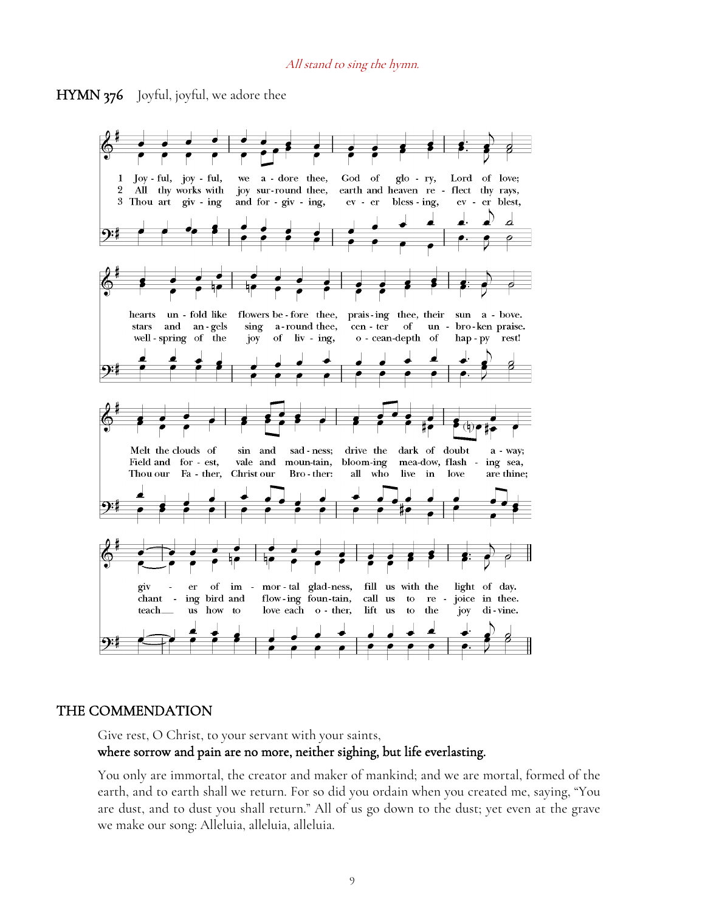*All stand to sing the hymn.*

**HYMN 376** Joyful, joyful, we adore thee

1 Joy - ful, joy - ful, we a - dore thee, God of glo - ry, Lord of love;
hearts un - fold like flowers be - fore thee, prais - ing thee, their sun a - bove.
Melt the clouds of sin and sad - ness; drive the dark of doubt a - way;
giv - er of im - mor - tal glad - ness, fill us with the light of day.

2 All thy works with joy sur - round thee, earth and heaven re - flect thy rays,
stars and an - gels sing a - round thee, cen - ter of un - bro - ken praise.
Field and for - est, vale and moun - tain, bloom - ing mea - dow, flash - ing sea,
chant - ing bird and flow - ing foun - tain, call us to re - joice in thee.

3 Thou art giv - ing and for - giv - ing, ev - er bless - ing, ev - er blest,
well - spring of the joy of liv - ing, o - cean - depth of hap - py rest!
Thou our Fa - ther, Christ our Bro - ther: all who live in love are thine;
teach us how to love each o - ther, lift us to the joy di - vine.

## THE COMMENDATION

Give rest, O Christ, to your servant with your saints,
**where sorrow and pain are no more, neither sighing, but life everlasting.**

You only are immortal, the creator and maker of mankind; and we are mortal, formed of the earth, and to earth shall we return. For so did you ordain when you created me, saying, "You are dust, and to dust you shall return." All of us go down to the dust; yet even at the grave we make our song: Alleluia, alleluia, alleluia.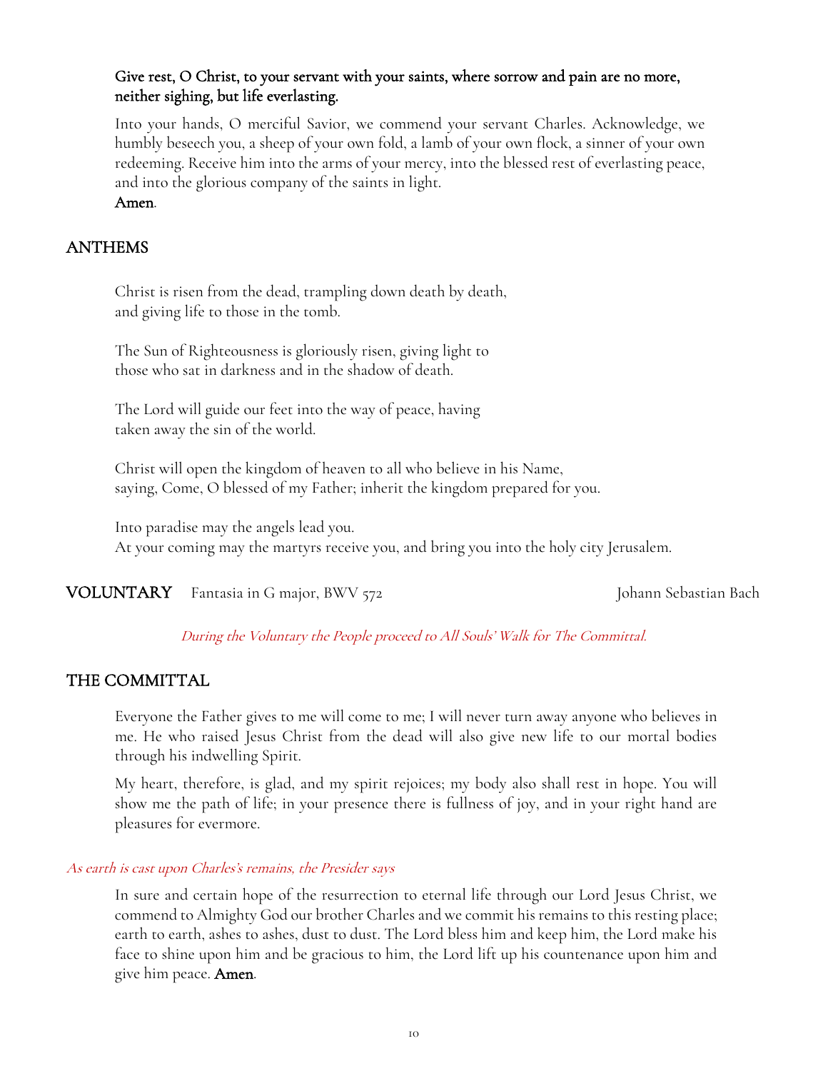**Give rest, O Christ, to your servant with your saints, where sorrow and pain are no more, neither sighing, but life everlasting.**

Into your hands, O merciful Savior, we commend your servant Charles. Acknowledge, we humbly beseech you, a sheep of your own fold, a lamb of your own flock, a sinner of your own redeeming. Receive him into the arms of your mercy, into the blessed rest of everlasting peace, and into the glorious company of the saints in light.
**Amen**.

## ANTHEMS

Christ is risen from the dead, trampling down death by death,
and giving life to those in the tomb.

The Sun of Righteousness is gloriously risen, giving light to
those who sat in darkness and in the shadow of death.

The Lord will guide our feet into the way of peace, having
taken away the sin of the world.

Christ will open the kingdom of heaven to all who believe in his Name,
saying, Come, O blessed of my Father; inherit the kingdom prepared for you.

Into paradise may the angels lead you.
At your coming may the martyrs receive you, and bring you into the holy city Jerusalem.

**VOLUNTARY** Fantasia in G major, BWV 572 — Johann Sebastian Bach

*During the Voluntary the People proceed to All Souls' Walk for The Committal.*

## THE COMMITTAL

Everyone the Father gives to me will come to me; I will never turn away anyone who believes in me. He who raised Jesus Christ from the dead will also give new life to our mortal bodies through his indwelling Spirit.

My heart, therefore, is glad, and my spirit rejoices; my body also shall rest in hope. You will show me the path of life; in your presence there is fullness of joy, and in your right hand are pleasures for evermore.

*As earth is cast upon Charles's remains, the Presider says*

In sure and certain hope of the resurrection to eternal life through our Lord Jesus Christ, we commend to Almighty God our brother Charles and we commit his remains to this resting place; earth to earth, ashes to ashes, dust to dust. The Lord bless him and keep him, the Lord make his face to shine upon him and be gracious to him, the Lord lift up his countenance upon him and give him peace. **Amen**.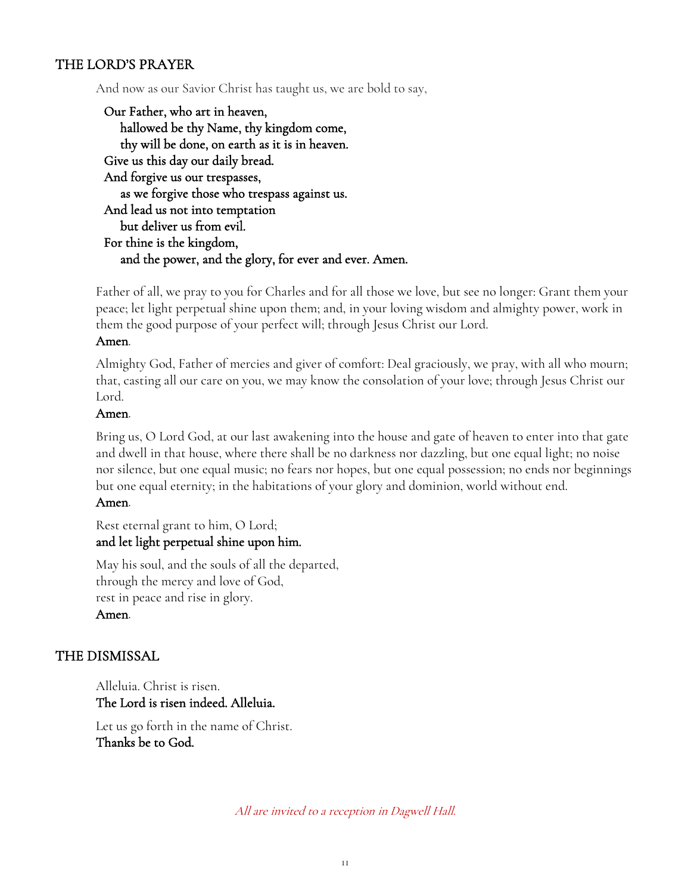## THE LORD'S PRAYER

And now as our Savior Christ has taught us, we are bold to say,

**Our Father, who art in heaven,**
**hallowed be thy Name, thy kingdom come,**
**thy will be done, on earth as it is in heaven.**
**Give us this day our daily bread.**
**And forgive us our trespasses,**
**as we forgive those who trespass against us.**
**And lead us not into temptation**
**but deliver us from evil.**
**For thine is the kingdom,**
**and the power, and the glory, for ever and ever. Amen.**

Father of all, we pray to you for Charles and for all those we love, but see no longer: Grant them your peace; let light perpetual shine upon them; and, in your loving wisdom and almighty power, work in them the good purpose of your perfect will; through Jesus Christ our Lord.
**Amen**.

Almighty God, Father of mercies and giver of comfort: Deal graciously, we pray, with all who mourn; that, casting all our care on you, we may know the consolation of your love; through Jesus Christ our Lord.
**Amen**.

Bring us, O Lord God, at our last awakening into the house and gate of heaven to enter into that gate and dwell in that house, where there shall be no darkness nor dazzling, but one equal light; no noise nor silence, but one equal music; no fears nor hopes, but one equal possession; no ends nor beginnings but one equal eternity; in the habitations of your glory and dominion, world without end.
**Amen**.

Rest eternal grant to him, O Lord;
**and let light perpetual shine upon him.**

May his soul, and the souls of all the departed,
through the mercy and love of God,
rest in peace and rise in glory.
**Amen**.

## THE DISMISSAL

Alleluia. Christ is risen.
**The Lord is risen indeed. Alleluia.**

Let us go forth in the name of Christ.
**Thanks be to God.**

*All are invited to a reception in Dagwell Hall.*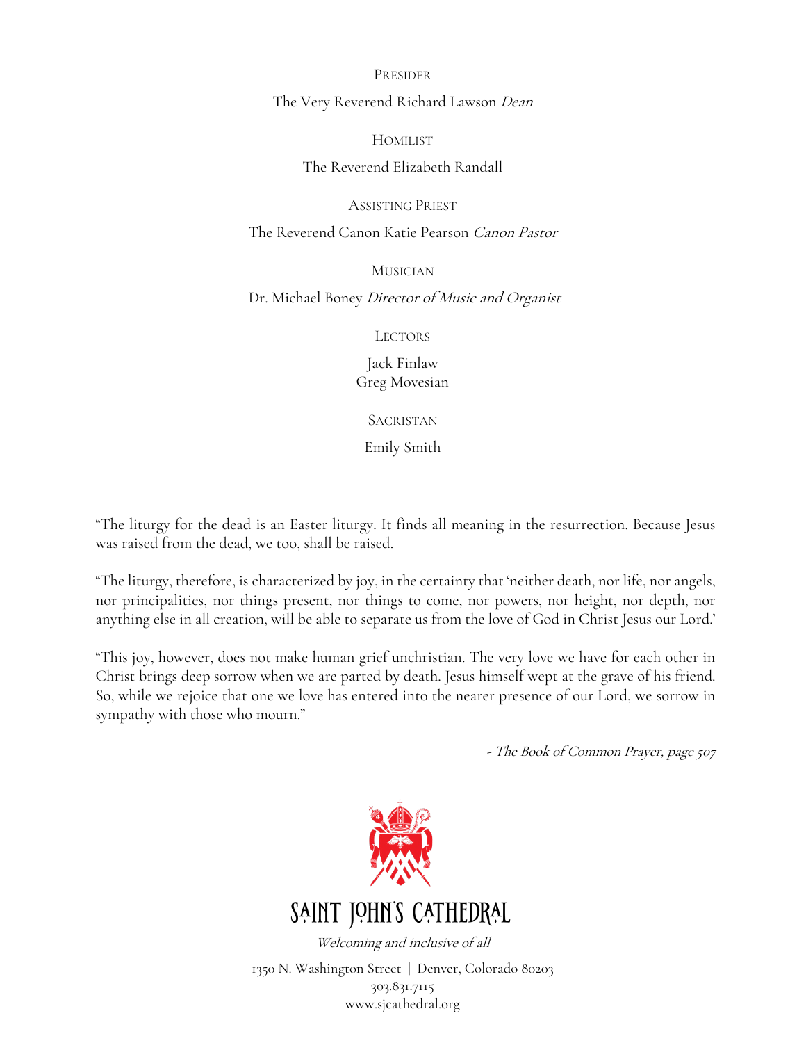Presider

The Very Reverend Richard Lawson *Dean*

Homilist

The Reverend Elizabeth Randall

Assisting Priest

The Reverend Canon Katie Pearson *Canon Pastor*

Musician

Dr. Michael Boney *Director of Music and Organist*

Lectors

Jack Finlaw
Greg Movesian

Sacristan

Emily Smith

"The liturgy for the dead is an Easter liturgy. It finds all meaning in the resurrection. Because Jesus was raised from the dead, we too, shall be raised.

"The liturgy, therefore, is characterized by joy, in the certainty that 'neither death, nor life, nor angels, nor principalities, nor things present, nor things to come, nor powers, nor height, nor depth, nor anything else in all creation, will be able to separate us from the love of God in Christ Jesus our Lord.'

"This joy, however, does not make human grief unchristian. The very love we have for each other in Christ brings deep sorrow when we are parted by death. Jesus himself wept at the grave of his friend. So, while we rejoice that one we love has entered into the nearer presence of our Lord, we sorrow in sympathy with those who mourn."

*- The Book of Common Prayer, page 507*

SAINT JOHN'S CATHEDRAL

*Welcoming and inclusive of all*

1350 N. Washington Street | Denver, Colorado 80203
303.831.7115
www.sjcathedral.org